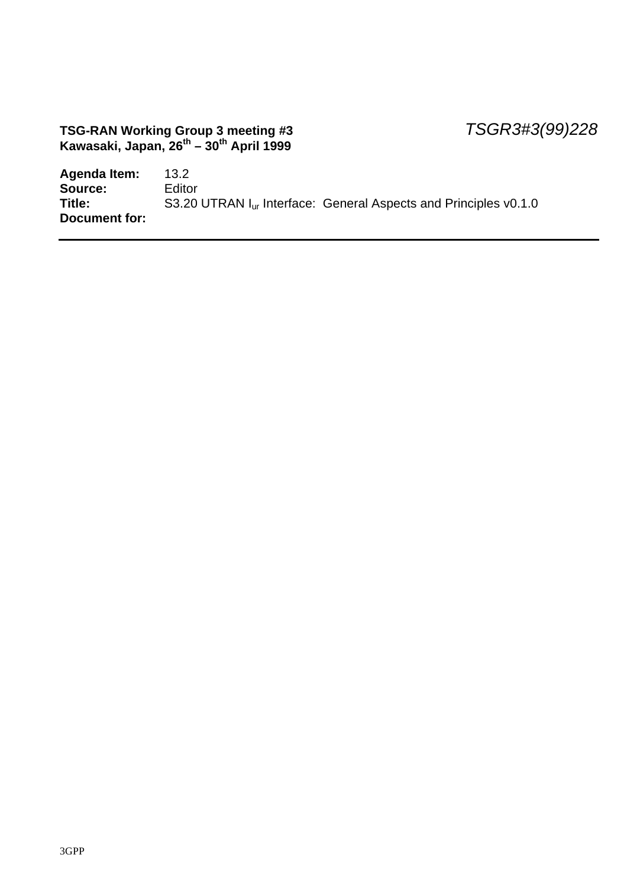**TSG-RAN Working Group 3 meeting #3** *TSGR3#3(99)228*
**Kawasaki, Japan, 26th – 30th April 1999**

**Agenda Item:** 13.2
**Source:** Editor
**Title:** S3.20 UTRAN $I_{ur}$ Interface: General Aspects and Principles v0.1.0
**Document for:**

---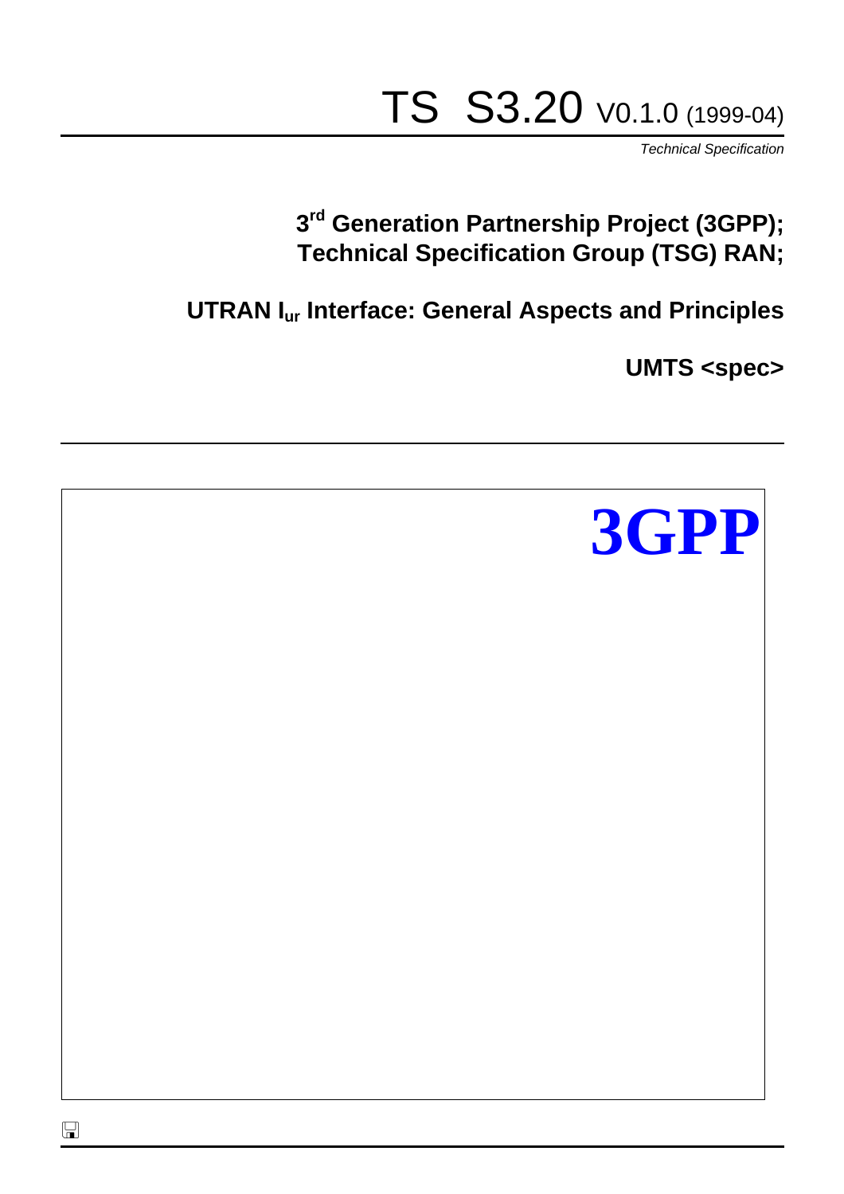# TS S3.20 V0.1.0 (1999-04)

*Technical Specification*

**3rd Generation Partnership Project (3GPP);**
**Technical Specification Group (TSG) RAN;**

**UTRAN $I_{ur}$ Interface: General Aspects and Principles**

**UMTS <spec>**

**3GPP**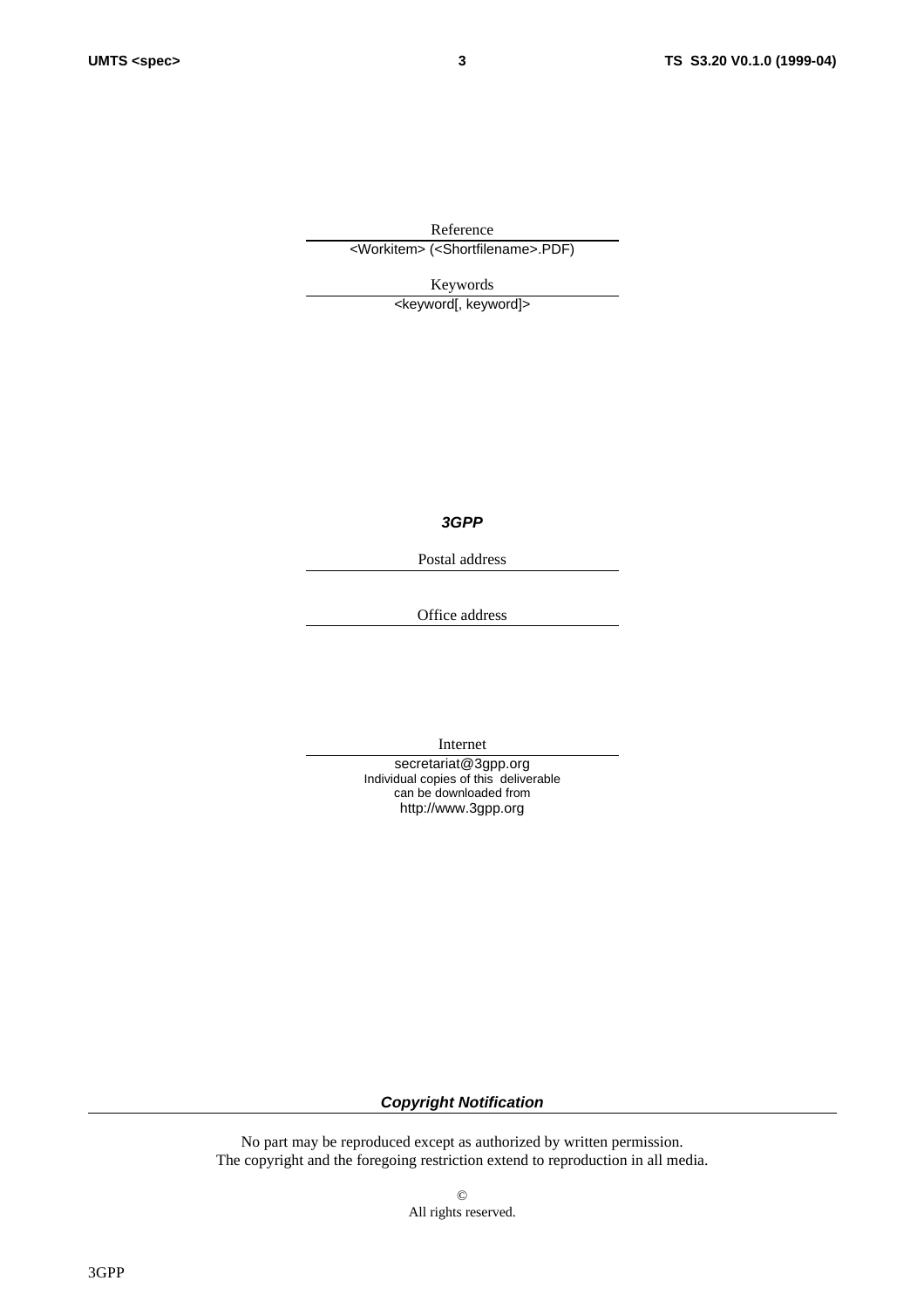Reference

<Workitem> (<Shortfilename>.PDF)

Keywords

<keyword[, keyword]>

***3GPP***

Postal address

Office address

Internet

secretariat@3gpp.org
Individual copies of this deliverable
can be downloaded from
http://www.3gpp.org

***Copyright Notification***

No part may be reproduced except as authorized by written permission.
The copyright and the foregoing restriction extend to reproduction in all media.

©
All rights reserved.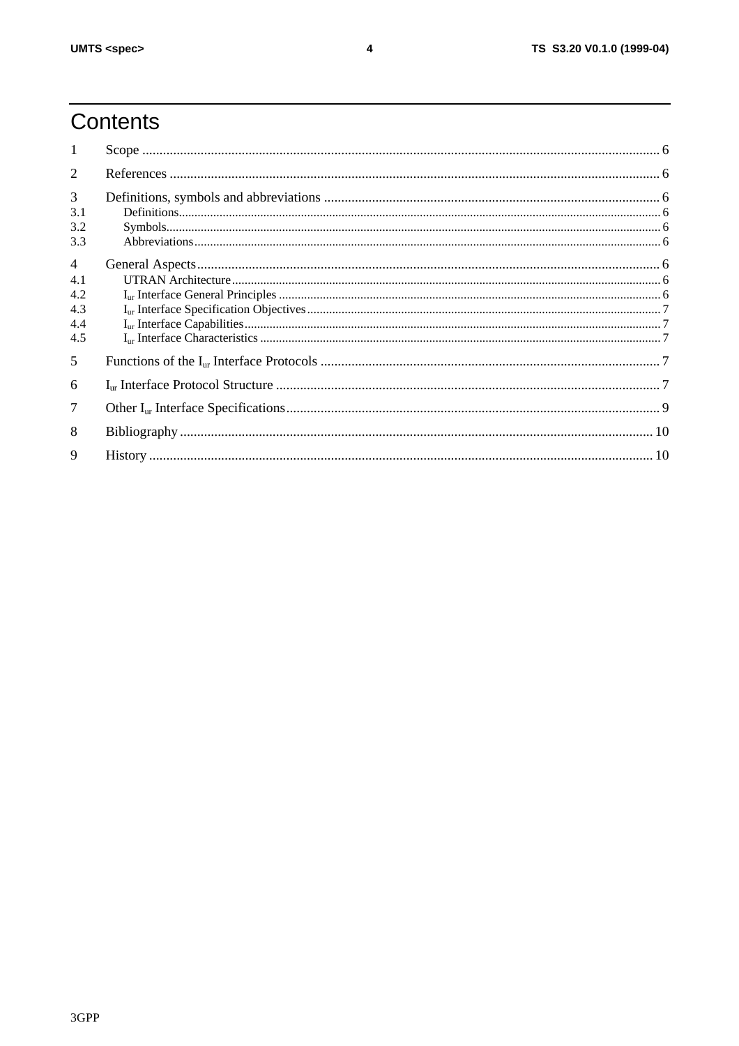# Contents

1 Scope ..... 6

2 References ..... 6

3 Definitions, symbols and abbreviations ..... 6
- 3.1 Definitions ..... 6
- 3.2 Symbols ..... 6
- 3.3 Abbreviations ..... 6

4 General Aspects ..... 6
- 4.1 UTRAN Architecture ..... 6
- 4.2 $I_{ur}$ Interface General Principles ..... 6
- 4.3 $I_{ur}$ Interface Specification Objectives ..... 7
- 4.4 $I_{ur}$ Interface Capabilities ..... 7
- 4.5 $I_{ur}$ Interface Characteristics ..... 7

5 Functions of the $I_{ur}$ Interface Protocols ..... 7

6 $I_{ur}$ Interface Protocol Structure ..... 7

7 Other $I_{ur}$ Interface Specifications ..... 9

8 Bibliography ..... 10

9 History ..... 10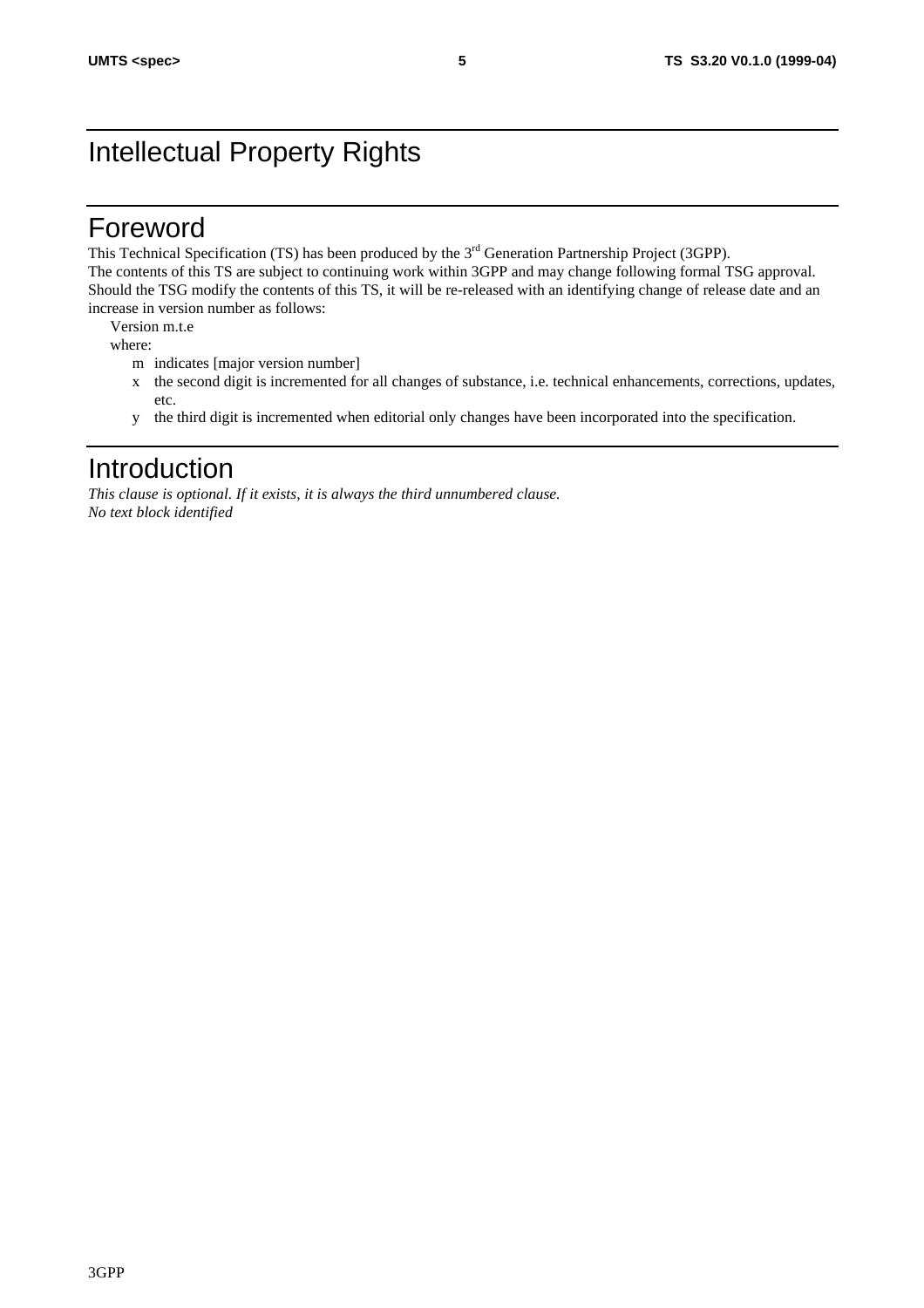# Intellectual Property Rights

# Foreword

This Technical Specification (TS) has been produced by the 3rd Generation Partnership Project (3GPP).

The contents of this TS are subject to continuing work within 3GPP and may change following formal TSG approval. Should the TSG modify the contents of this TS, it will be re-released with an identifying change of release date and an increase in version number as follows:

Version m.t.e

where:

- m indicates [major version number]
- x the second digit is incremented for all changes of substance, i.e. technical enhancements, corrections, updates, etc.
- y the third digit is incremented when editorial only changes have been incorporated into the specification.

# Introduction

*This clause is optional. If it exists, it is always the third unnumbered clause.*
*No text block identified*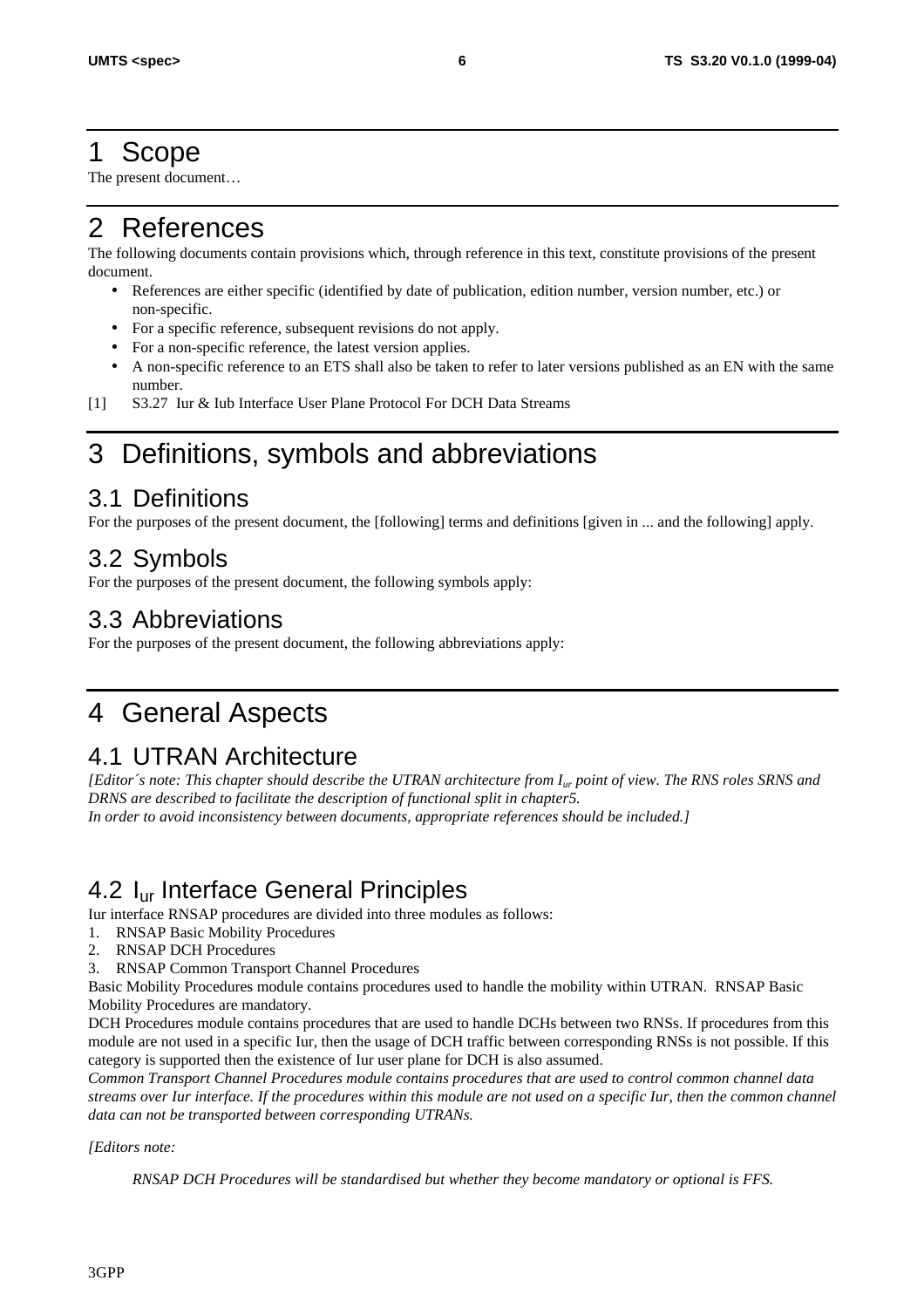# 1 Scope

The present document…

# 2 References

The following documents contain provisions which, through reference in this text, constitute provisions of the present document.

- References are either specific (identified by date of publication, edition number, version number, etc.) or non-specific.
- For a specific reference, subsequent revisions do not apply.
- For a non-specific reference, the latest version applies.
- A non-specific reference to an ETS shall also be taken to refer to later versions published as an EN with the same number.

[1] S3.27 Iur & Iub Interface User Plane Protocol For DCH Data Streams

# 3 Definitions, symbols and abbreviations

## 3.1 Definitions

For the purposes of the present document, the [following] terms and definitions [given in ... and the following] apply.

## 3.2 Symbols

For the purposes of the present document, the following symbols apply:

## 3.3 Abbreviations

For the purposes of the present document, the following abbreviations apply:

# 4 General Aspects

## 4.1 UTRAN Architecture

*[Editor´s note: This chapter should describe the UTRAN architecture from $I_{ur}$ point of view. The RNS roles SRNS and DRNS are described to facilitate the description of functional split in chapter5.*
*In order to avoid inconsistency between documents, appropriate references should be included.]*

## 4.2 $I_{ur}$ Interface General Principles

Iur interface RNSAP procedures are divided into three modules as follows:

1. RNSAP Basic Mobility Procedures
2. RNSAP DCH Procedures
3. RNSAP Common Transport Channel Procedures

Basic Mobility Procedures module contains procedures used to handle the mobility within UTRAN. RNSAP Basic Mobility Procedures are mandatory.

DCH Procedures module contains procedures that are used to handle DCHs between two RNSs. If procedures from this module are not used in a specific Iur, then the usage of DCH traffic between corresponding RNSs is not possible. If this category is supported then the existence of Iur user plane for DCH is also assumed.

*Common Transport Channel Procedures module contains procedures that are used to control common channel data streams over Iur interface. If the procedures within this module are not used on a specific Iur, then the common channel data can not be transported between corresponding UTRANs.*

*[Editors note:*

*RNSAP DCH Procedures will be standardised but whether they become mandatory or optional is FFS.*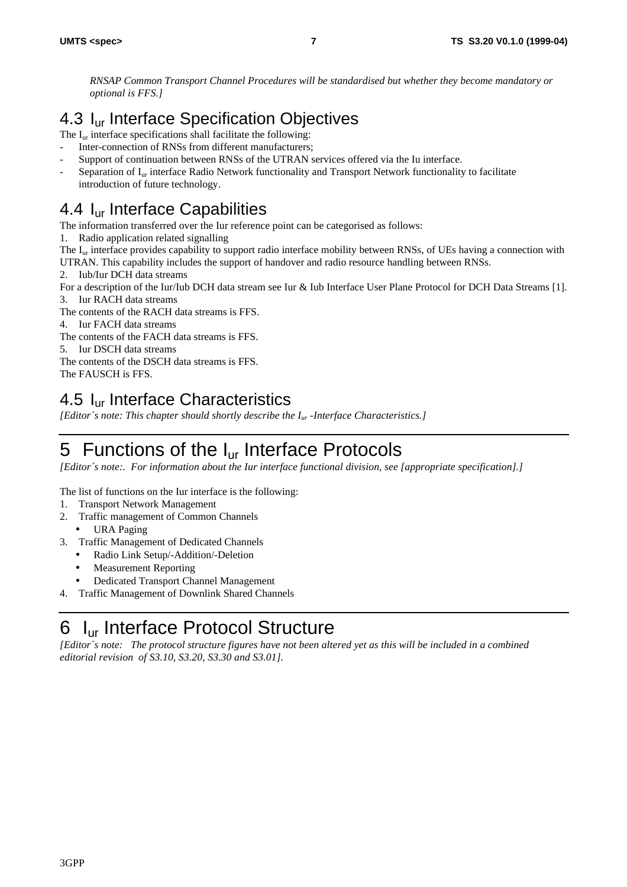*RNSAP Common Transport Channel Procedures will be standardised but whether they become mandatory or optional is FFS.]*

## 4.3 $I_{ur}$ Interface Specification Objectives

The $I_{ur}$ interface specifications shall facilitate the following:

- Inter-connection of RNSs from different manufacturers;
- Support of continuation between RNSs of the UTRAN services offered via the Iu interface.
- Separation of $I_{ur}$ interface Radio Network functionality and Transport Network functionality to facilitate introduction of future technology.

## 4.4 $I_{ur}$ Interface Capabilities

The information transferred over the Iur reference point can be categorised as follows:

1. Radio application related signalling

The $I_{ur}$ interface provides capability to support radio interface mobility between RNSs, of UEs having a connection with UTRAN. This capability includes the support of handover and radio resource handling between RNSs.

2. Iub/Iur DCH data streams

For a description of the Iur/Iub DCH data stream see Iur & Iub Interface User Plane Protocol for DCH Data Streams [1].

3. Iur RACH data streams

The contents of the RACH data streams is FFS.

4. Iur FACH data streams

The contents of the FACH data streams is FFS.

5. Iur DSCH data streams

The contents of the DSCH data streams is FFS.

The FAUSCH is FFS.

## 4.5 $I_{ur}$ Interface Characteristics

*[Editor´s note: This chapter should shortly describe the $I_{ur}$ -Interface Characteristics.]*

# 5 Functions of the $I_{ur}$ Interface Protocols

*[Editor´s note:. For information about the Iur interface functional division, see [appropriate specification].]*

The list of functions on the Iur interface is the following:

1. Transport Network Management
2. Traffic management of Common Channels
   - URA Paging
3. Traffic Management of Dedicated Channels
   - Radio Link Setup/-Addition/-Deletion
   - Measurement Reporting
   - Dedicated Transport Channel Management
4. Traffic Management of Downlink Shared Channels

# 6 $I_{ur}$ Interface Protocol Structure

*[Editor´s note: The protocol structure figures have not been altered yet as this will be included in a combined editorial revision of S3.10, S3.20, S3.30 and S3.01].*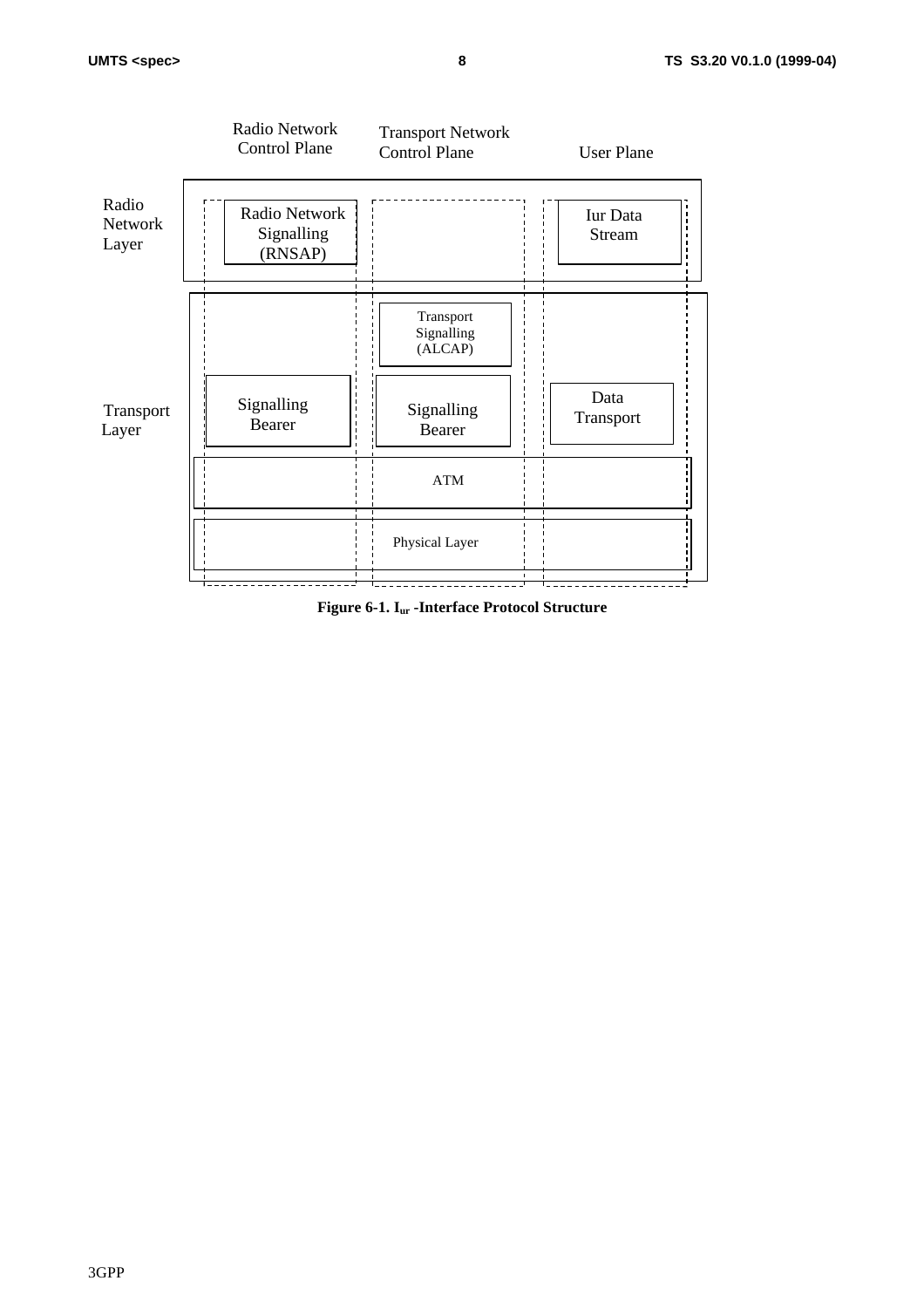| | Radio Network Control Plane | Transport Network Control Plane | User Plane |
|---|---|---|---|
| Radio Network Layer | Radio Network Signalling (RNSAP) | | Iur Data Stream |
| Transport Layer | | Transport Signalling (ALCAP) | |
| | Signalling Bearer | Signalling Bearer | Data Transport |
| | ATM | | |
| | Physical Layer | | |

**Figure 6-1. $I_{ur}$ -Interface Protocol Structure**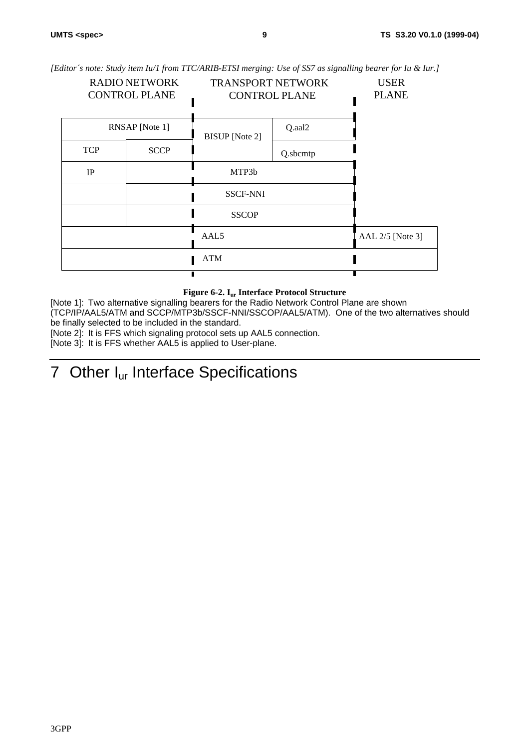*[Editor´s note: Study item Iu/1 from TTC/ARIB-ETSI merging: Use of SS7 as signalling bearer for Iu & Iur.]*

| RADIO NETWORK CONTROL PLANE | | TRANSPORT NETWORK CONTROL PLANE | | USER PLANE |
|---|---|---|---|---|
| RNSAP [Note 1] | | BISUP [Note 2] | Q.aal2 | |
| TCP | SCCP | | Q.sbcmtp | |
| IP | | MTP3b | | |
| | | SSCF-NNI | | |
| | | SSCOP | | |
| AAL5 | | | | AAL 2/5 [Note 3] |
| ATM | | | | |

**Figure 6-2. $I_{ur}$ Interface Protocol Structure**

[Note 1]: Two alternative signalling bearers for the Radio Network Control Plane are shown (TCP/IP/AAL5/ATM and SCCP/MTP3b/SSCF-NNI/SSCOP/AAL5/ATM). One of the two alternatives should be finally selected to be included in the standard.

[Note 2]: It is FFS which signaling protocol sets up AAL5 connection.

[Note 3]: It is FFS whether AAL5 is applied to User-plane.

# 7 Other $I_{ur}$ Interface Specifications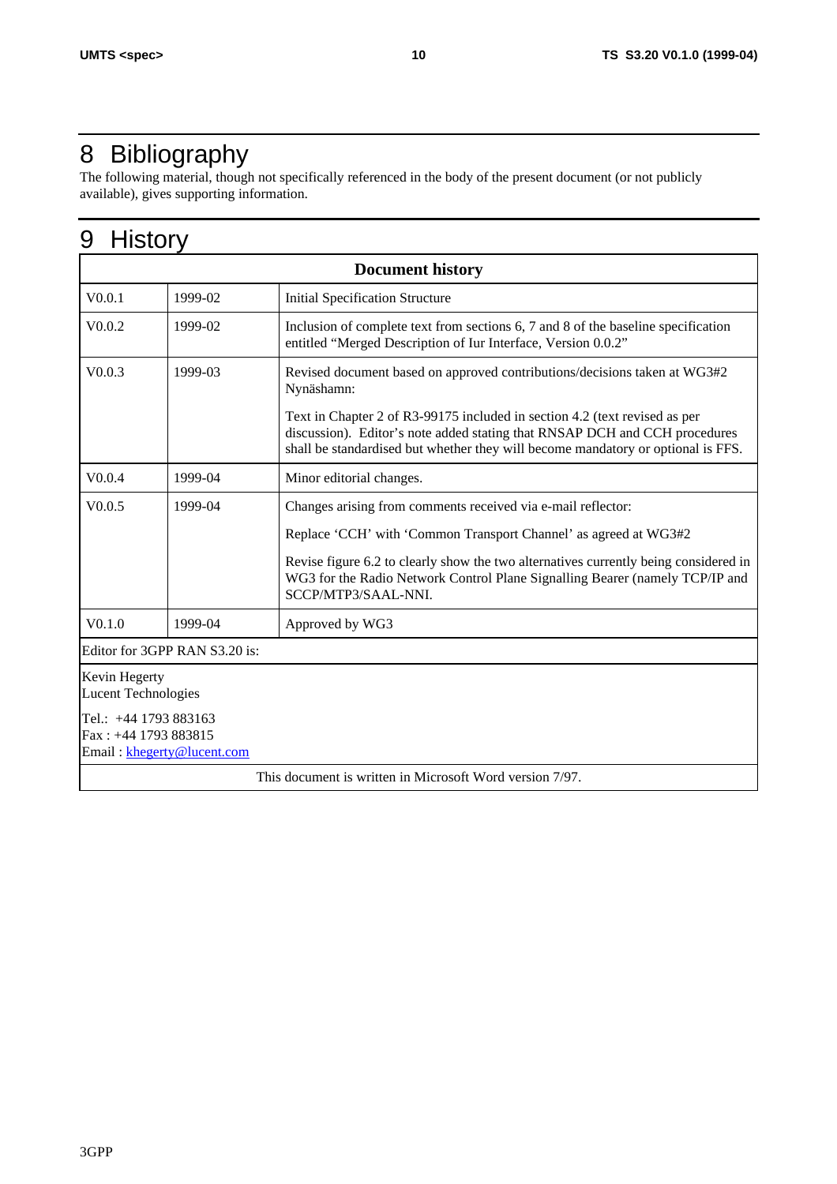# 8 Bibliography

The following material, though not specifically referenced in the body of the present document (or not publicly available), gives supporting information.

# 9 History

| Document history | | |
|---|---|---|
| V0.0.1 | 1999-02 | Initial Specification Structure |
| V0.0.2 | 1999-02 | Inclusion of complete text from sections 6, 7 and 8 of the baseline specification entitled "Merged Description of Iur Interface, Version 0.0.2" |
| V0.0.3 | 1999-03 | Revised document based on approved contributions/decisions taken at WG3#2 Nynäshamn:<br><br>Text in Chapter 2 of R3-99175 included in section 4.2 (text revised as per discussion). Editor's note added stating that RNSAP DCH and CCH procedures shall be standardised but whether they will become mandatory or optional is FFS. |
| V0.0.4 | 1999-04 | Minor editorial changes. |
| V0.0.5 | 1999-04 | Changes arising from comments received via e-mail reflector:<br><br>Replace 'CCH' with 'Common Transport Channel' as agreed at WG3#2<br><br>Revise figure 6.2 to clearly show the two alternatives currently being considered in WG3 for the Radio Network Control Plane Signalling Bearer (namely TCP/IP and SCCP/MTP3/SAAL-NNI. |
| V0.1.0 | 1999-04 | Approved by WG3 |
| Editor for 3GPP RAN S3.20 is: | | |
| Kevin Hegerty<br>Lucent Technologies<br><br>Tel.: +44 1793 883163<br>Fax : +44 1793 883815<br>Email : khegerty@lucent.com | | |
| This document is written in Microsoft Word version 7/97. | | |